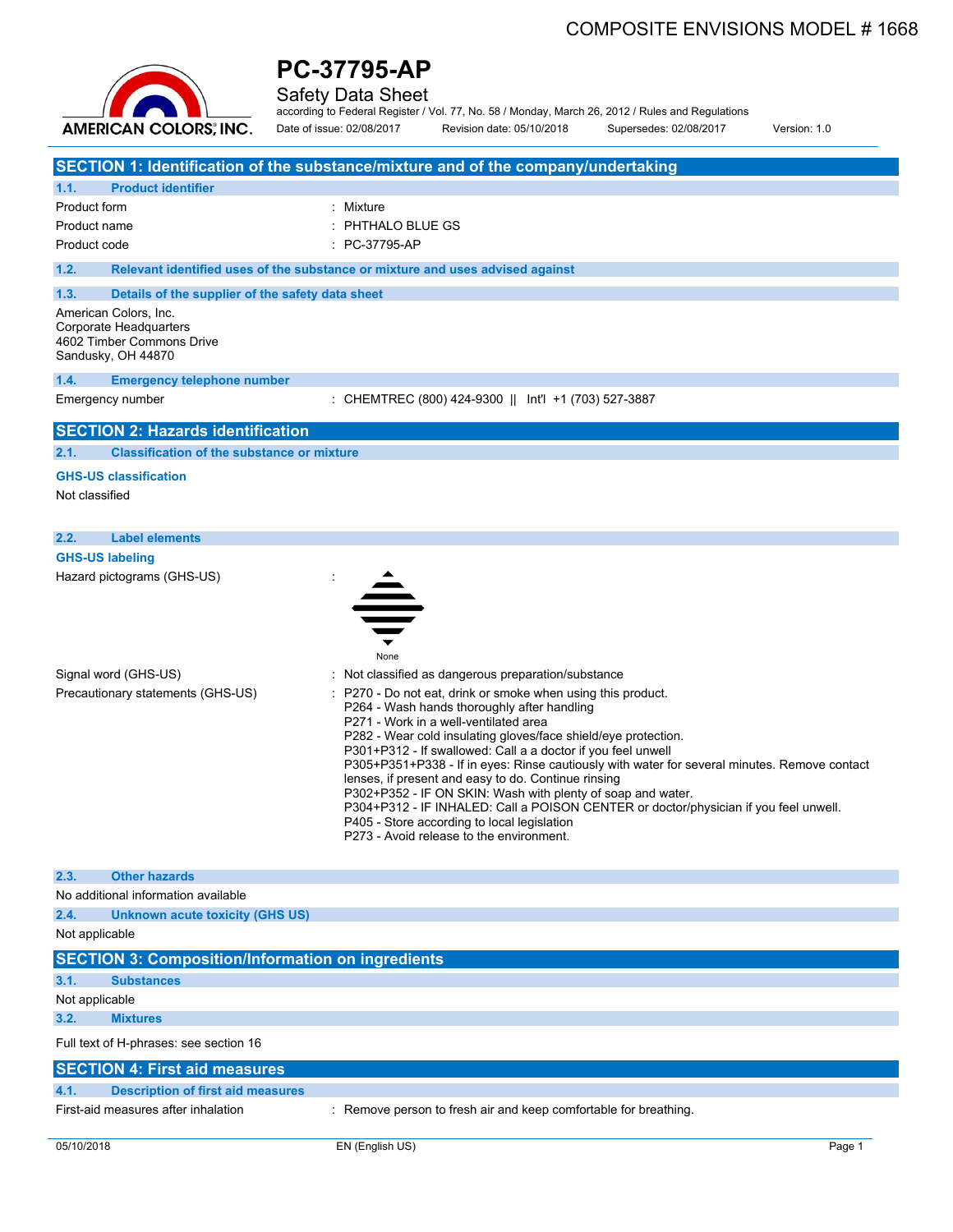COMPOSITE ENVISIONS MODEL # 1668

AMERICAN COLORS, INC.

# PC-37795-AP

Safety Data Sheet

according to Federal Register / Vol. 77, No. 58 / Monday, March 26, 2012 / Rules and Regulations

Date of issue: 02/08/2017 Revision date: 05/10/2018 Supersedes: 02/08/2017 Version: 1.0

## SECTION 1: Identification of the substance/mixture and of the company/undertaking

### 1.1. Product identifier

| | |
|---|---|
| Product form | : Mixture |
| Product name | : PHTHALO BLUE GS |
| Product code | : PC-37795-AP |

### 1.2. Relevant identified uses of the substance or mixture and uses advised against

### 1.3. Details of the supplier of the safety data sheet

American Colors, Inc.
Corporate Headquarters
4602 Timber Commons Drive
Sandusky, OH 44870

### 1.4. Emergency telephone number

Emergency number : CHEMTREC (800) 424-9300 || Int'l +1 (703) 527-3887

## SECTION 2: Hazards identification

### 2.1. Classification of the substance or mixture

**GHS-US classification**

Not classified

### 2.2. Label elements

**GHS-US labeling**

Hazard pictograms (GHS-US) :

None

Signal word (GHS-US) : Not classified as dangerous preparation/substance

Precautionary statements (GHS-US) :
- P270 - Do not eat, drink or smoke when using this product.
- P264 - Wash hands thoroughly after handling
- P271 - Work in a well-ventilated area
- P282 - Wear cold insulating gloves/face shield/eye protection.
- P301+P312 - If swallowed: Call a a doctor if you feel unwell
- P305+P351+P338 - If in eyes: Rinse cautiously with water for several minutes. Remove contact lenses, if present and easy to do. Continue rinsing
- P302+P352 - IF ON SKIN: Wash with plenty of soap and water.
- P304+P312 - IF INHALED: Call a POISON CENTER or doctor/physician if you feel unwell.
- P405 - Store according to local legislation
- P273 - Avoid release to the environment.

### 2.3. Other hazards

No additional information available

### 2.4. Unknown acute toxicity (GHS US)

Not applicable

## SECTION 3: Composition/Information on ingredients

### 3.1. Substances

Not applicable

### 3.2. Mixtures

Full text of H-phrases: see section 16

## SECTION 4: First aid measures

### 4.1. Description of first aid measures

First-aid measures after inhalation : Remove person to fresh air and keep comfortable for breathing.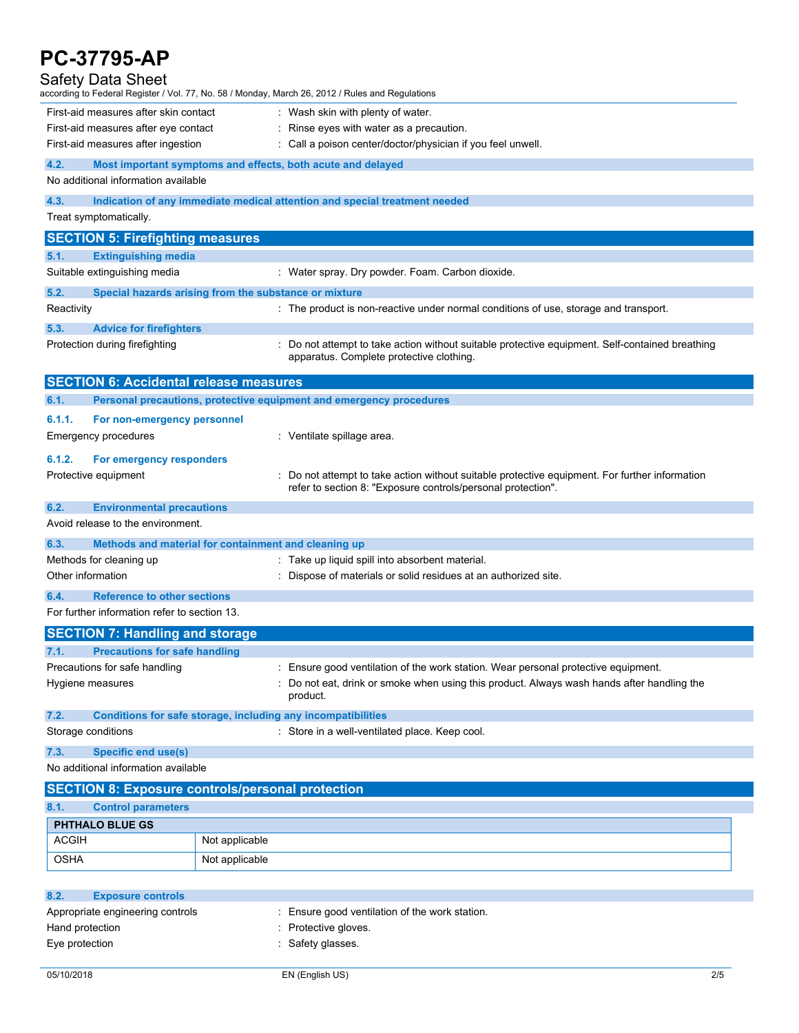First-aid measures after skin contact : Wash skin with plenty of water.

First-aid measures after eye contact : Rinse eyes with water as a precaution.

First-aid measures after ingestion : Call a poison center/doctor/physician if you feel unwell.

### 4.2. Most important symptoms and effects, both acute and delayed

No additional information available

### 4.3. Indication of any immediate medical attention and special treatment needed

Treat symptomatically.

## SECTION 5: Firefighting measures

### 5.1. Extinguishing media

Suitable extinguishing media : Water spray. Dry powder. Foam. Carbon dioxide.

### 5.2. Special hazards arising from the substance or mixture

Reactivity : The product is non-reactive under normal conditions of use, storage and transport.

### 5.3. Advice for firefighters

Protection during firefighting : Do not attempt to take action without suitable protective equipment. Self-contained breathing apparatus. Complete protective clothing.

## SECTION 6: Accidental release measures

### 6.1. Personal precautions, protective equipment and emergency procedures

#### 6.1.1. For non-emergency personnel

Emergency procedures : Ventilate spillage area.

#### 6.1.2. For emergency responders

Protective equipment : Do not attempt to take action without suitable protective equipment. For further information refer to section 8: "Exposure controls/personal protection".

### 6.2. Environmental precautions

Avoid release to the environment.

### 6.3. Methods and material for containment and cleaning up

Methods for cleaning up : Take up liquid spill into absorbent material.

Other information : Dispose of materials or solid residues at an authorized site.

### 6.4. Reference to other sections

For further information refer to section 13.

## SECTION 7: Handling and storage

### 7.1. Precautions for safe handling

Precautions for safe handling : Ensure good ventilation of the work station. Wear personal protective equipment.

Hygiene measures : Do not eat, drink or smoke when using this product. Always wash hands after handling the product.

### 7.2. Conditions for safe storage, including any incompatibilities

Storage conditions : Store in a well-ventilated place. Keep cool.

### 7.3. Specific end use(s)

No additional information available

## SECTION 8: Exposure controls/personal protection

### 8.1. Control parameters

| PHTHALO BLUE GS | |
|---|---|
| ACGIH | Not applicable |
| OSHA | Not applicable |

### 8.2. Exposure controls

Appropriate engineering controls : Ensure good ventilation of the work station.

Hand protection : Protective gloves.

Eye protection : Safety glasses.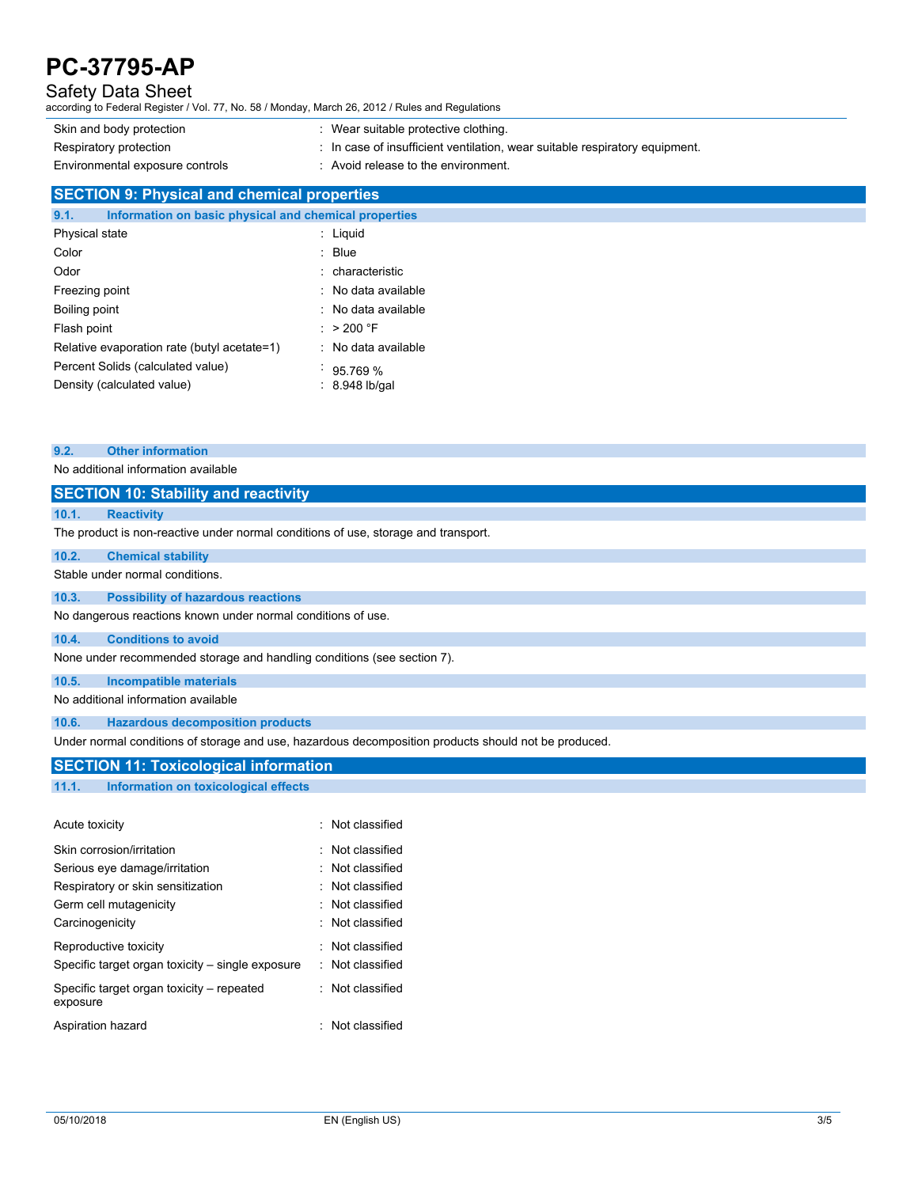| | |
|---|---|
| Skin and body protection | : Wear suitable protective clothing. |
| Respiratory protection | : In case of insufficient ventilation, wear suitable respiratory equipment. |
| Environmental exposure controls | : Avoid release to the environment. |

## SECTION 9: Physical and chemical properties

### 9.1. Information on basic physical and chemical properties

| | |
|---|---|
| Physical state | : Liquid |
| Color | : Blue |
| Odor | : characteristic |
| Freezing point | : No data available |
| Boiling point | : No data available |
| Flash point | : > 200 °F |
| Relative evaporation rate (butyl acetate=1) | : No data available |
| Percent Solids (calculated value) | : 95.769 % |
| Density (calculated value) | : 8.948 lb/gal |

### 9.2. Other information

No additional information available

## SECTION 10: Stability and reactivity

### 10.1. Reactivity

The product is non-reactive under normal conditions of use, storage and transport.

### 10.2. Chemical stability

Stable under normal conditions.

### 10.3. Possibility of hazardous reactions

No dangerous reactions known under normal conditions of use.

### 10.4. Conditions to avoid

None under recommended storage and handling conditions (see section 7).

### 10.5. Incompatible materials

No additional information available

### 10.6. Hazardous decomposition products

Under normal conditions of storage and use, hazardous decomposition products should not be produced.

## SECTION 11: Toxicological information

### 11.1. Information on toxicological effects

| | |
|---|---|
| Acute toxicity | : Not classified |
| Skin corrosion/irritation | : Not classified |
| Serious eye damage/irritation | : Not classified |
| Respiratory or skin sensitization | : Not classified |
| Germ cell mutagenicity | : Not classified |
| Carcinogenicity | : Not classified |
| Reproductive toxicity | : Not classified |
| Specific target organ toxicity – single exposure | : Not classified |
| Specific target organ toxicity – repeated exposure | : Not classified |
| Aspiration hazard | : Not classified |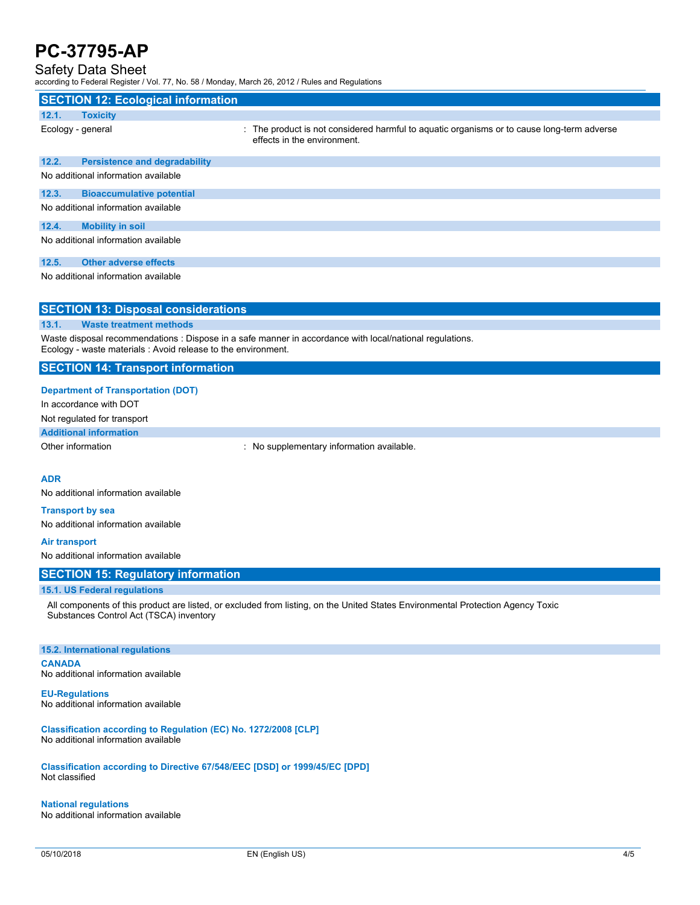## SECTION 12: Ecological information

### 12.1. Toxicity

Ecology - general : The product is not considered harmful to aquatic organisms or to cause long-term adverse effects in the environment.

### 12.2. Persistence and degradability

No additional information available

### 12.3. Bioaccumulative potential

No additional information available

### 12.4. Mobility in soil

No additional information available

### 12.5. Other adverse effects

No additional information available

## SECTION 13: Disposal considerations

### 13.1. Waste treatment methods

Waste disposal recommendations : Dispose in a safe manner in accordance with local/national regulations.
Ecology - waste materials : Avoid release to the environment.

## SECTION 14: Transport information

**Department of Transportation (DOT)**

In accordance with DOT

Not regulated for transport

**Additional information**

Other information : No supplementary information available.

**ADR**

No additional information available

**Transport by sea**

No additional information available

**Air transport**

No additional information available

## SECTION 15: Regulatory information

### 15.1. US Federal regulations

All components of this product are listed, or excluded from listing, on the United States Environmental Protection Agency Toxic Substances Control Act (TSCA) inventory

### 15.2. International regulations

**CANADA**
No additional information available

**EU-Regulations**
No additional information available

**Classification according to Regulation (EC) No. 1272/2008 [CLP]**
No additional information available

**Classification according to Directive 67/548/EEC [DSD] or 1999/45/EC [DPD]**
Not classified

**National regulations**
No additional information available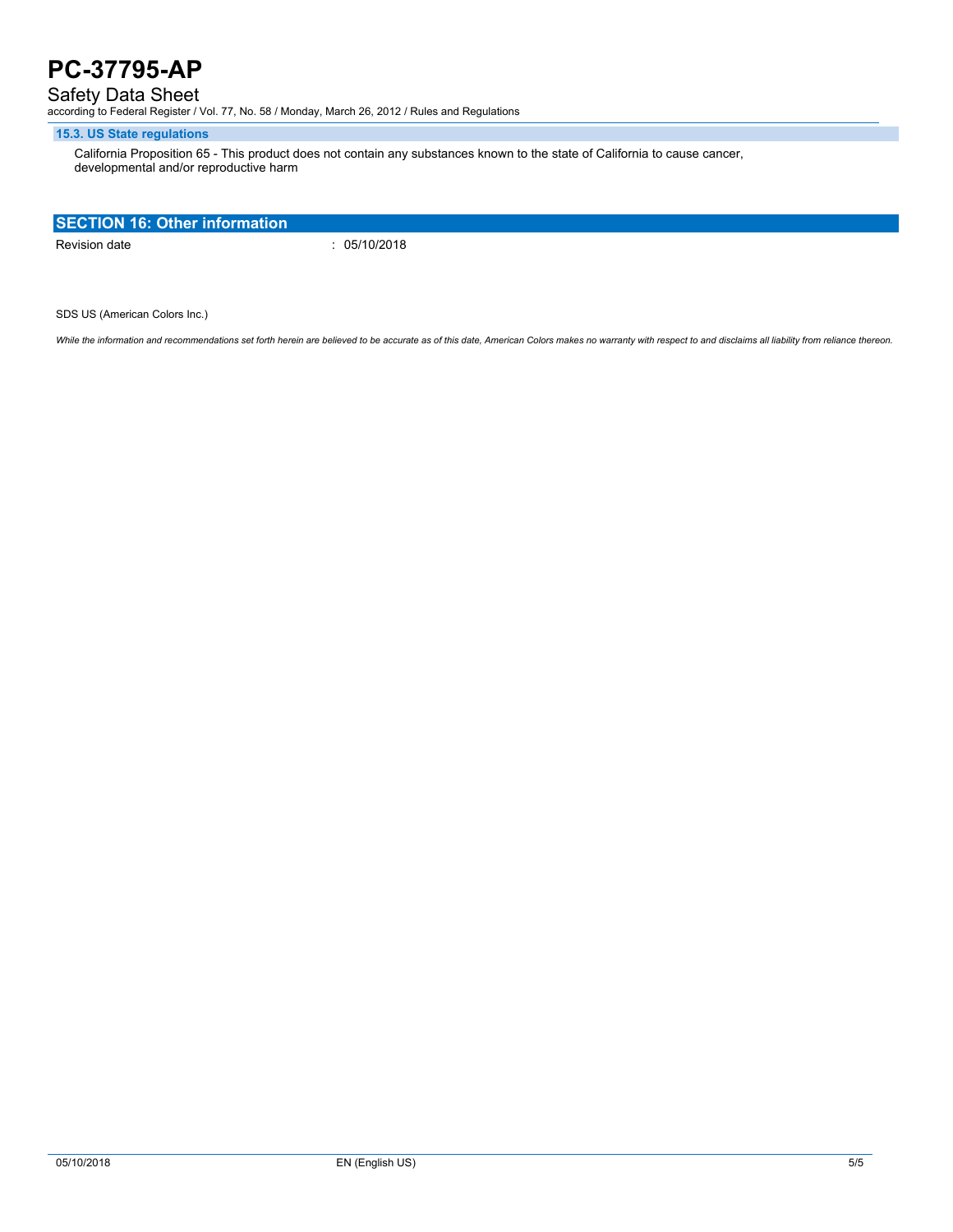### 15.3. US State regulations

California Proposition 65 - This product does not contain any substances known to the state of California to cause cancer, developmental and/or reproductive harm

## SECTION 16: Other information

Revision date : 05/10/2018

SDS US (American Colors Inc.)

*While the information and recommendations set forth herein are believed to be accurate as of this date, American Colors makes no warranty with respect to and disclaims all liability from reliance thereon.*